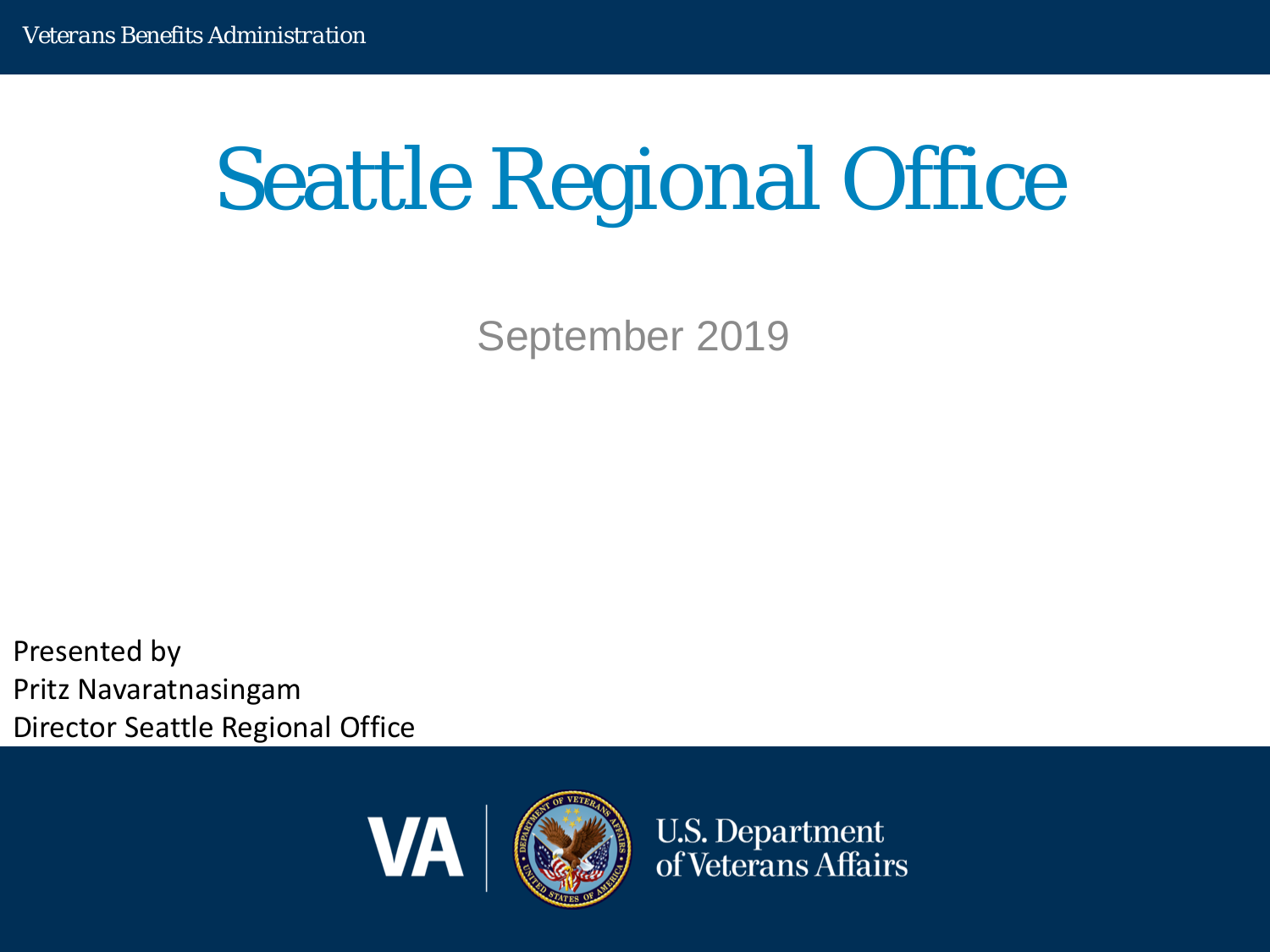# Seattle Regional Office

September 2019

Presented by
Pritz Navaratnasingam
Director Seattle Regional Office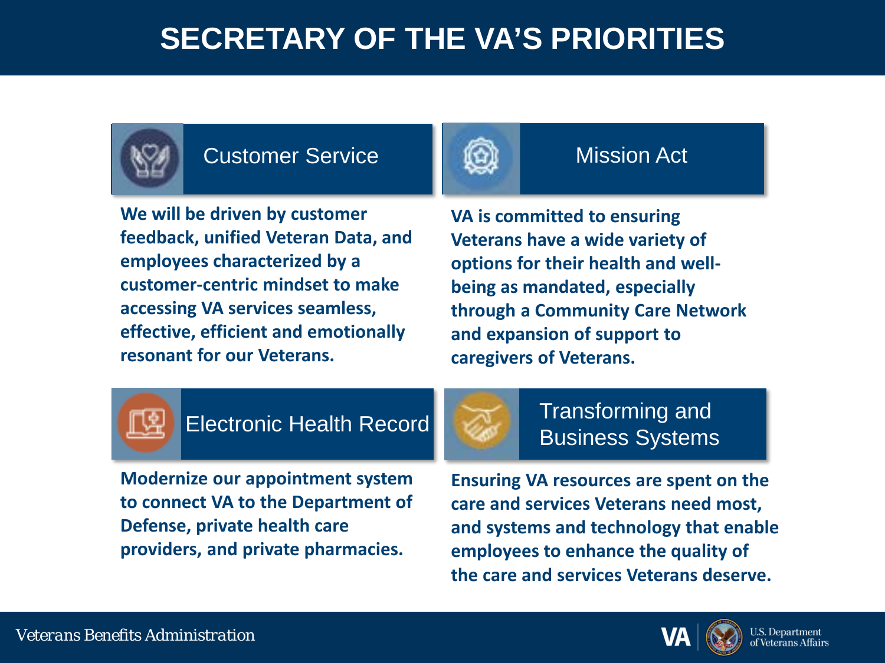# SECRETARY OF THE VA'S PRIORITIES

## Customer Service

**We will be driven by customer feedback, unified Veteran Data, and employees characterized by a customer-centric mindset to make accessing VA services seamless, effective, efficient and emotionally resonant for our Veterans.**

## Mission Act

**VA is committed to ensuring Veterans have a wide variety of options for their health and well-being as mandated, especially through a Community Care Network and expansion of support to caregivers of Veterans.**

## Electronic Health Record

**Modernize our appointment system to connect VA to the Department of Defense, private health care providers, and private pharmacies.**

## Transforming and Business Systems

**Ensuring VA resources are spent on the care and services Veterans need most, and systems and technology that enable employees to enhance the quality of the care and services Veterans deserve.**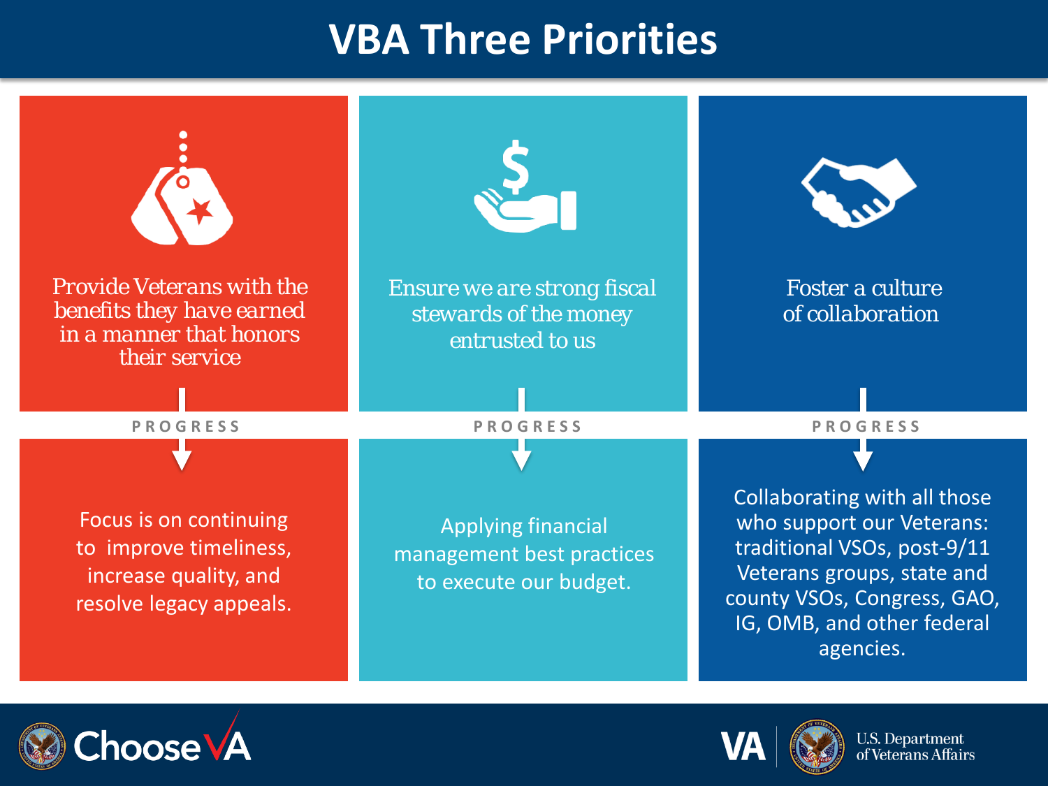# VBA Three Priorities

## Provide Veterans with the benefits they have earned in a manner that honors their service

**PROGRESS**

Focus is on continuing to improve timeliness, increase quality, and resolve legacy appeals.

## Ensure we are strong fiscal stewards of the money entrusted to us

**PROGRESS**

Applying financial management best practices to execute our budget.

## Foster a culture of collaboration

**PROGRESS**

Collaborating with all those who support our Veterans: traditional VSOs, post-9/11 Veterans groups, state and county VSOs, Congress, GAO, IG, OMB, and other federal agencies.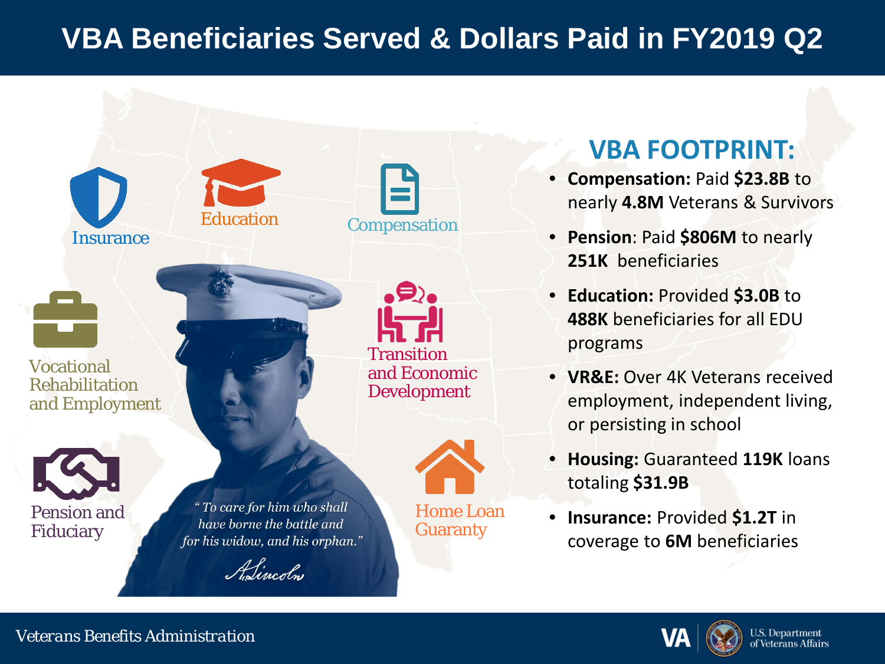# VBA Beneficiaries Served & Dollars Paid in FY2019 Q2

Insurance

Education

Compensation

Vocational Rehabilitation and Employment

Transition and Economic Development

Pension and Fiduciary

Home Loan Guaranty

*"To care for him who shall have borne the battle and for his widow, and his orphan."*

*A. Lincoln*

## VBA FOOTPRINT:

- **Compensation:** Paid **$23.8B** to nearly **4.8M** Veterans & Survivors
- **Pension**: Paid **$806M** to nearly **251K** beneficiaries
- **Education:** Provided **$3.0B** to **488K** beneficiaries for all EDU programs
- **VR&E:** Over 4K Veterans received employment, independent living, or persisting in school
- **Housing:** Guaranteed **119K** loans totaling **$31.9B**
- **Insurance:** Provided **$1.2T** in coverage to **6M** beneficiaries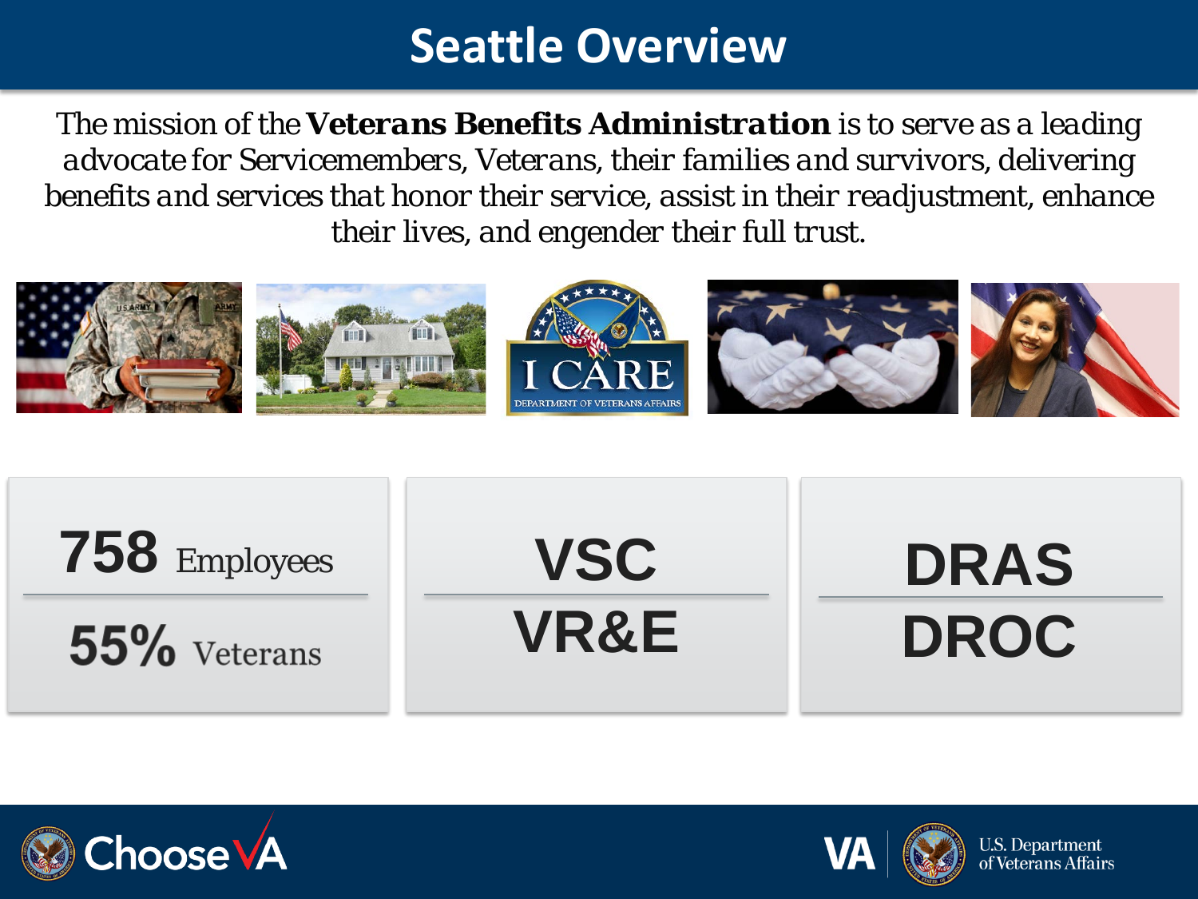# Seattle Overview

*The mission of the **Veterans Benefits Administration** is to serve as a leading advocate for Servicemembers, Veterans, their families and survivors, delivering benefits and services that honor their service, assist in their readjustment, enhance their lives, and engender their full trust.*

**758** Employees

**55%** Veterans

**VSC**

**VR&E**

**DRAS**

**DROC**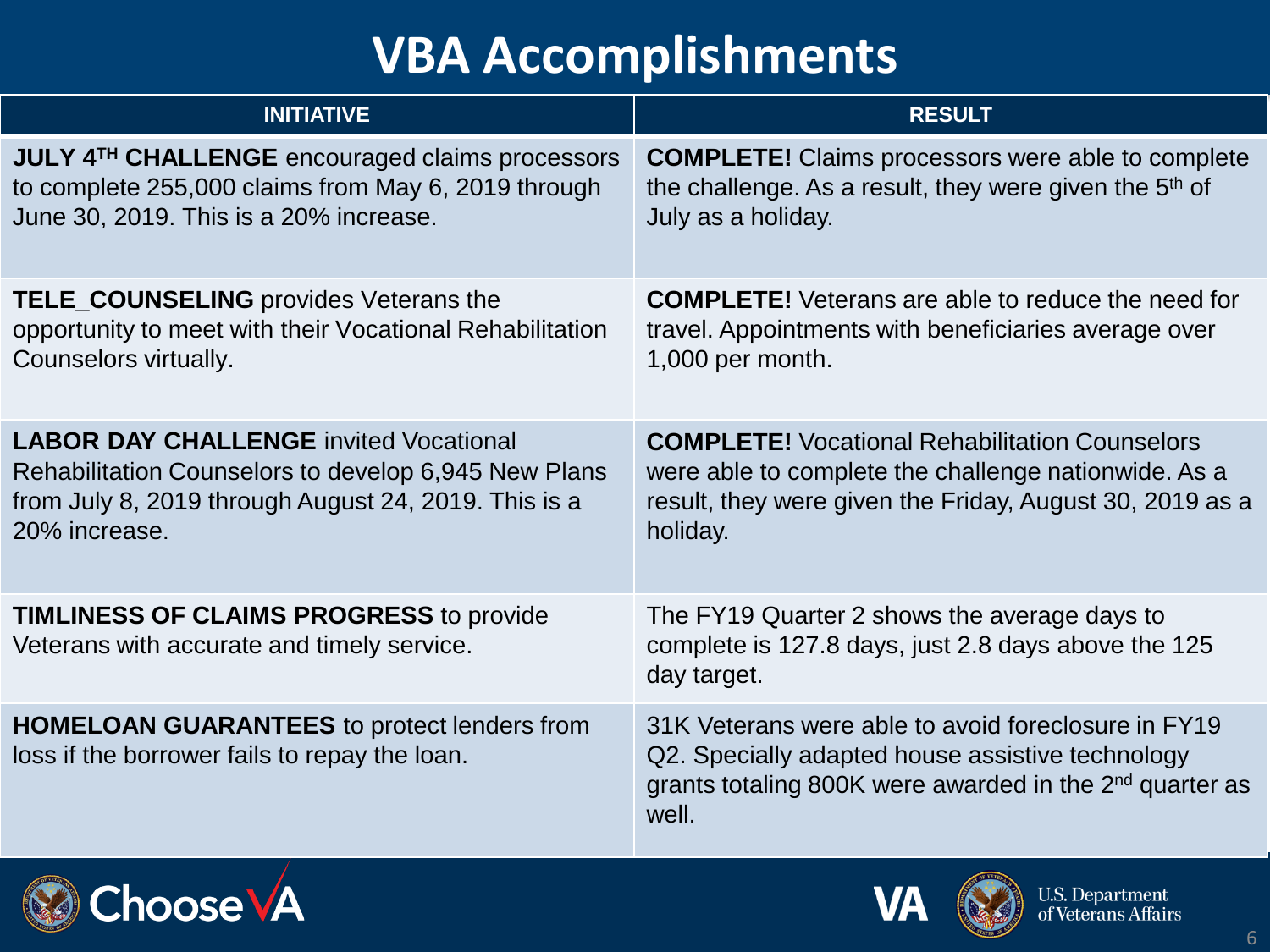# VBA Accomplishments

| INITIATIVE | RESULT |
|---|---|
| **JULY 4TH CHALLENGE** encouraged claims processors to complete 255,000 claims from May 6, 2019 through June 30, 2019. This is a 20% increase. | **COMPLETE!** Claims processors were able to complete the challenge. As a result, they were given the 5th of July as a holiday. |
| **TELE_COUNSELING** provides Veterans the opportunity to meet with their Vocational Rehabilitation Counselors virtually. | **COMPLETE!** Veterans are able to reduce the need for travel. Appointments with beneficiaries average over 1,000 per month. |
| **LABOR DAY CHALLENGE** invited Vocational Rehabilitation Counselors to develop 6,945 New Plans from July 8, 2019 through August 24, 2019. This is a 20% increase. | **COMPLETE!** Vocational Rehabilitation Counselors were able to complete the challenge nationwide. As a result, they were given the Friday, August 30, 2019 as a holiday. |
| **TIMLINESS OF CLAIMS PROGRESS** to provide Veterans with accurate and timely service. | The FY19 Quarter 2 shows the average days to complete is 127.8 days, just 2.8 days above the 125 day target. |
| **HOMELOAN GUARANTEES** to protect lenders from loss if the borrower fails to repay the loan. | 31K Veterans were able to avoid foreclosure in FY19 Q2. Specially adapted house assistive technology grants totaling 800K were awarded in the 2nd quarter as well. |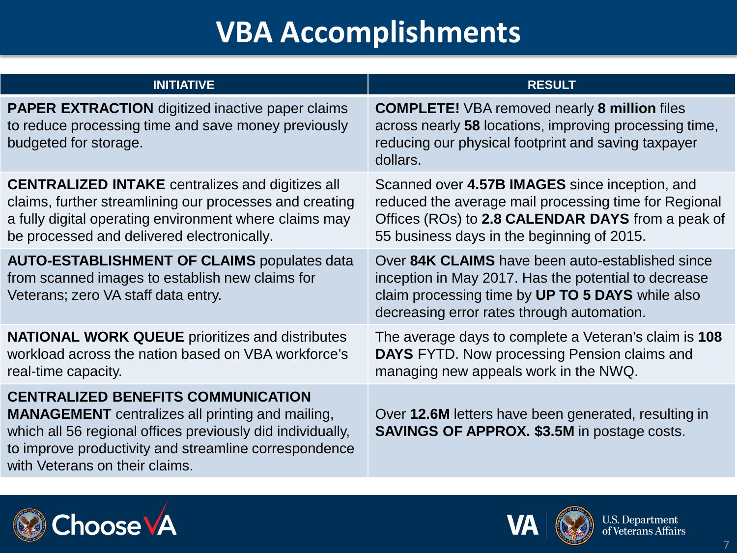# VBA Accomplishments

| INITIATIVE | RESULT |
|---|---|
| **PAPER EXTRACTION** digitized inactive paper claims to reduce processing time and save money previously budgeted for storage. | **COMPLETE!** VBA removed nearly **8 million** files across nearly **58** locations, improving processing time, reducing our physical footprint and saving taxpayer dollars. |
| **CENTRALIZED INTAKE** centralizes and digitizes all claims, further streamlining our processes and creating a fully digital operating environment where claims may be processed and delivered electronically. | Scanned over **4.57B IMAGES** since inception, and reduced the average mail processing time for Regional Offices (ROs) to **2.8 CALENDAR DAYS** from a peak of 55 business days in the beginning of 2015. |
| **AUTO-ESTABLISHMENT OF CLAIMS** populates data from scanned images to establish new claims for Veterans; zero VA staff data entry. | Over **84K CLAIMS** have been auto-established since inception in May 2017. Has the potential to decrease claim processing time by **UP TO 5 DAYS** while also decreasing error rates through automation. |
| **NATIONAL WORK QUEUE** prioritizes and distributes workload across the nation based on VBA workforce's real-time capacity. | The average days to complete a Veteran's claim is **108 DAYS** FYTD. Now processing Pension claims and managing new appeals work in the NWQ. |
| **CENTRALIZED BENEFITS COMMUNICATION MANAGEMENT** centralizes all printing and mailing, which all 56 regional offices previously did individually, to improve productivity and streamline correspondence with Veterans on their claims. | Over **12.6M** letters have been generated, resulting in **SAVINGS OF APPROX. $3.5M** in postage costs. |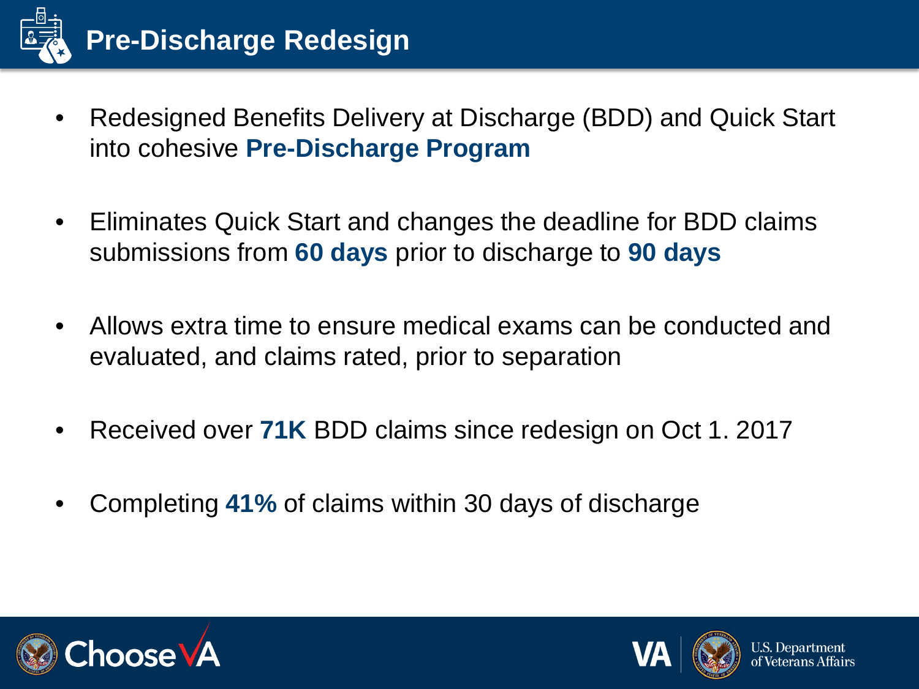# Pre-Discharge Redesign

- Redesigned Benefits Delivery at Discharge (BDD) and Quick Start into cohesive **Pre-Discharge Program**
- Eliminates Quick Start and changes the deadline for BDD claims submissions from **60 days** prior to discharge to **90 days**
- Allows extra time to ensure medical exams can be conducted and evaluated, and claims rated, prior to separation
- Received over **71K** BDD claims since redesign on Oct 1. 2017
- Completing **41%** of claims within 30 days of discharge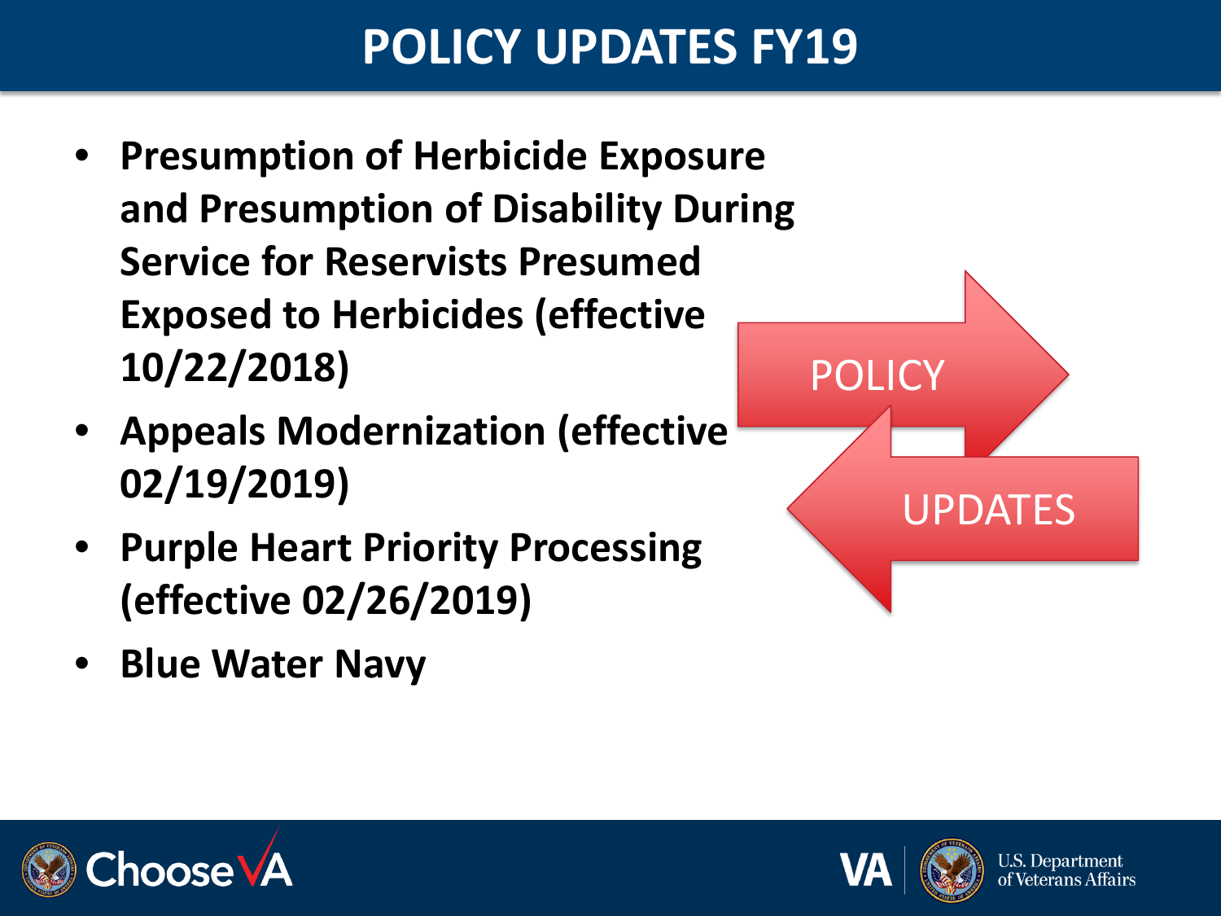# POLICY UPDATES FY19

- **Presumption of Herbicide Exposure and Presumption of Disability During Service for Reservists Presumed Exposed to Herbicides (effective 10/22/2018)**
- **Appeals Modernization (effective 02/19/2019)**
- **Purple Heart Priority Processing (effective 02/26/2019)**
- **Blue Water Navy**

POLICY

UPDATES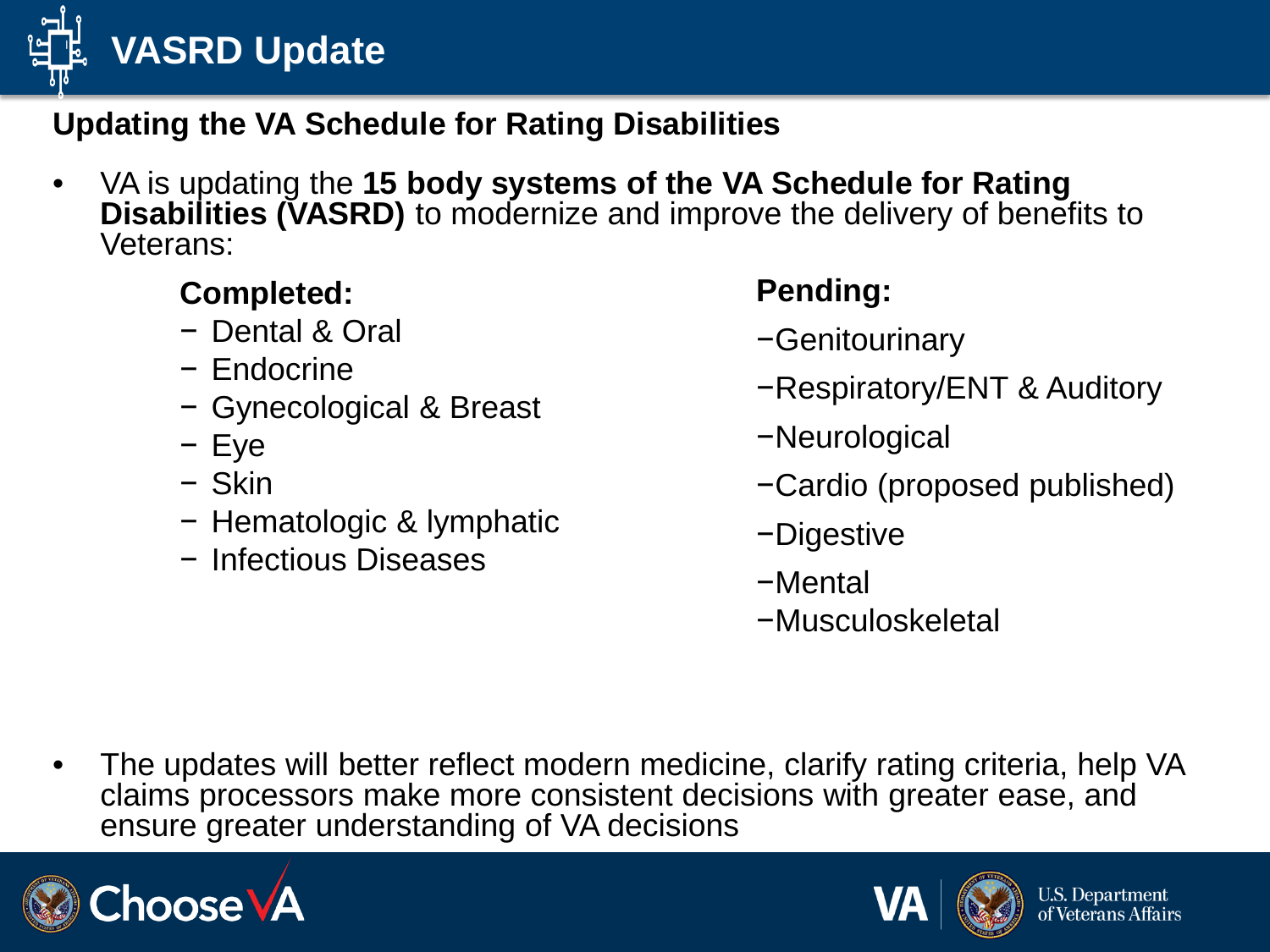# VASRD Update

## Updating the VA Schedule for Rating Disabilities

- VA is updating the **15 body systems of the VA Schedule for Rating Disabilities (VASRD)** to modernize and improve the delivery of benefits to Veterans:

**Completed:**

- Dental & Oral
- Endocrine
- Gynecological & Breast
- Eye
- Skin
- Hematologic & lymphatic
- Infectious Diseases

**Pending:**

- Genitourinary
- Respiratory/ENT & Auditory
- Neurological
- Cardio (proposed published)
- Digestive
- Mental
- Musculoskeletal

- The updates will better reflect modern medicine, clarify rating criteria, help VA claims processors make more consistent decisions with greater ease, and ensure greater understanding of VA decisions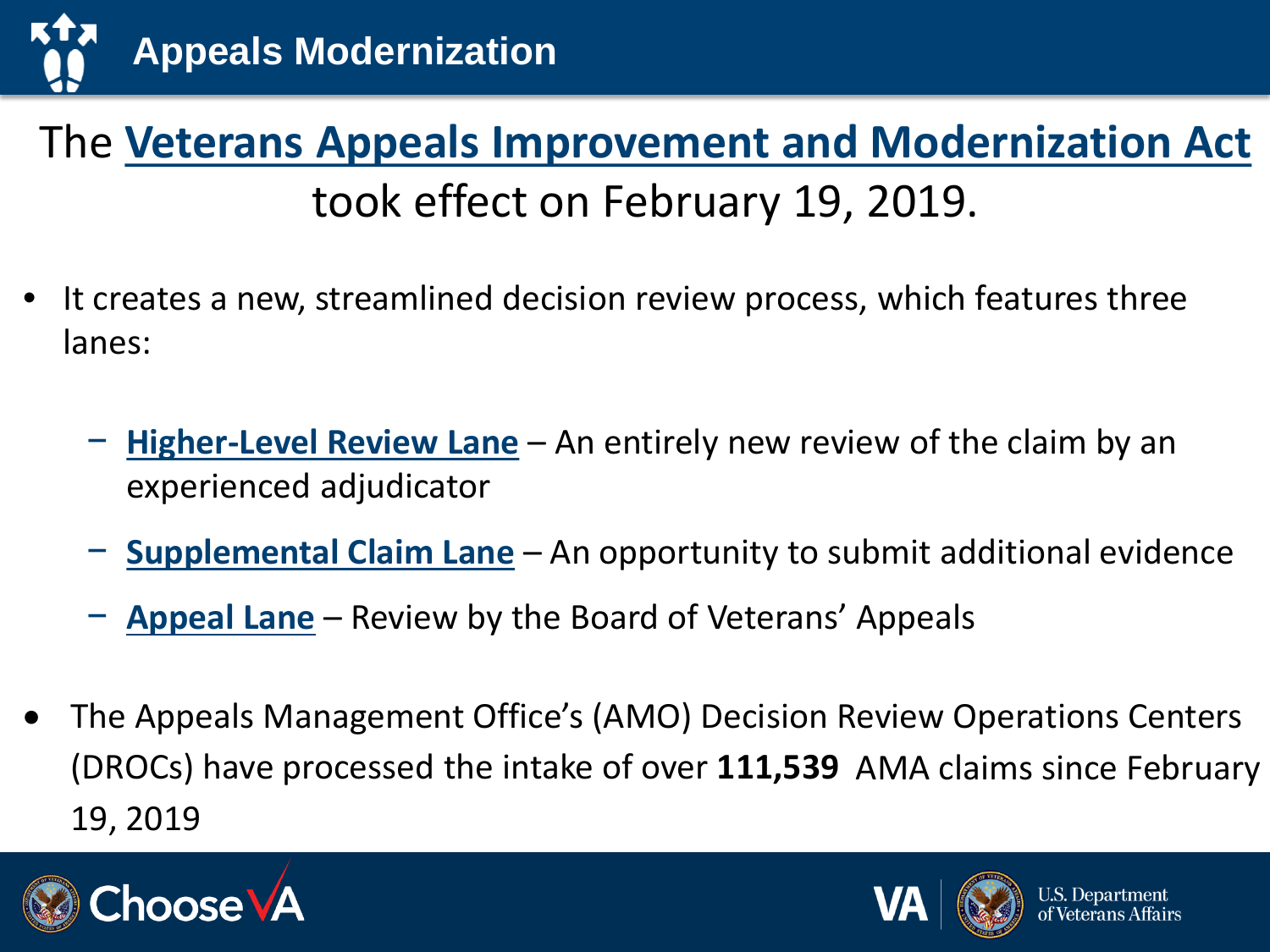# Appeals Modernization

## The Veterans Appeals Improvement and Modernization Act took effect on February 19, 2019.

- It creates a new, streamlined decision review process, which features three lanes:
  - **Higher-Level Review Lane** – An entirely new review of the claim by an experienced adjudicator
  - **Supplemental Claim Lane** – An opportunity to submit additional evidence
  - **Appeal Lane** – Review by the Board of Veterans' Appeals
- The Appeals Management Office's (AMO) Decision Review Operations Centers (DROCs) have processed the intake of over **111,539** AMA claims since February 19, 2019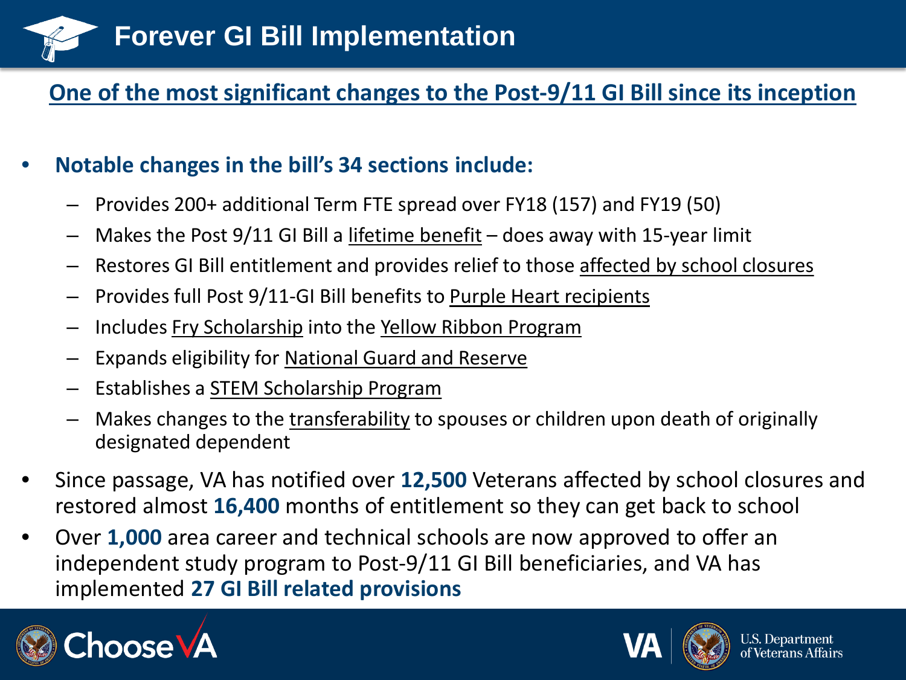# Forever GI Bill Implementation

**One of the most significant changes to the Post-9/11 GI Bill since its inception**

- **Notable changes in the bill's 34 sections include:**
  - Provides 200+ additional Term FTE spread over FY18 (157) and FY19 (50)
  - Makes the Post 9/11 GI Bill a lifetime benefit – does away with 15-year limit
  - Restores GI Bill entitlement and provides relief to those affected by school closures
  - Provides full Post 9/11-GI Bill benefits to Purple Heart recipients
  - Includes Fry Scholarship into the Yellow Ribbon Program
  - Expands eligibility for National Guard and Reserve
  - Establishes a STEM Scholarship Program
  - Makes changes to the transferability to spouses or children upon death of originally designated dependent
- Since passage, VA has notified over **12,500** Veterans affected by school closures and restored almost **16,400** months of entitlement so they can get back to school
- Over **1,000** area career and technical schools are now approved to offer an independent study program to Post-9/11 GI Bill beneficiaries, and VA has implemented **27 GI Bill related provisions**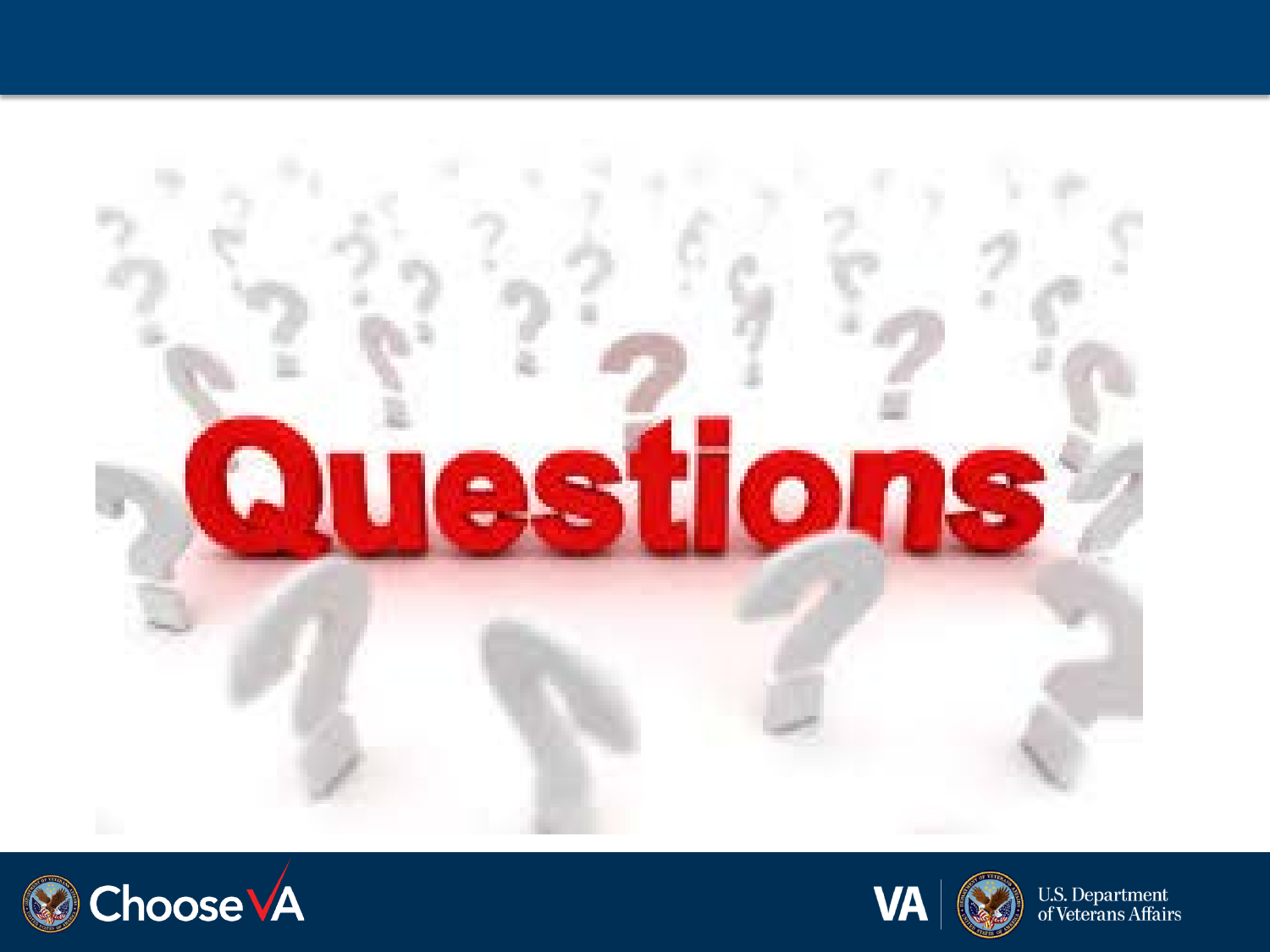# Questions